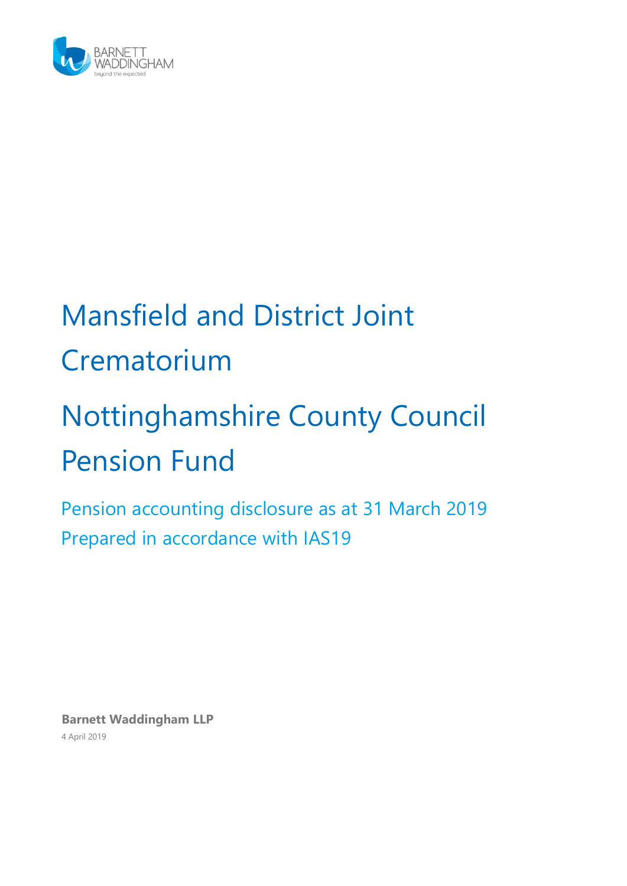# Mansfield and District Joint Crematorium

# Nottinghamshire County Council Pension Fund

## Pension accounting disclosure as at 31 March 2019

## Prepared in accordance with IAS19

**Barnett Waddingham LLP**

4 April 2019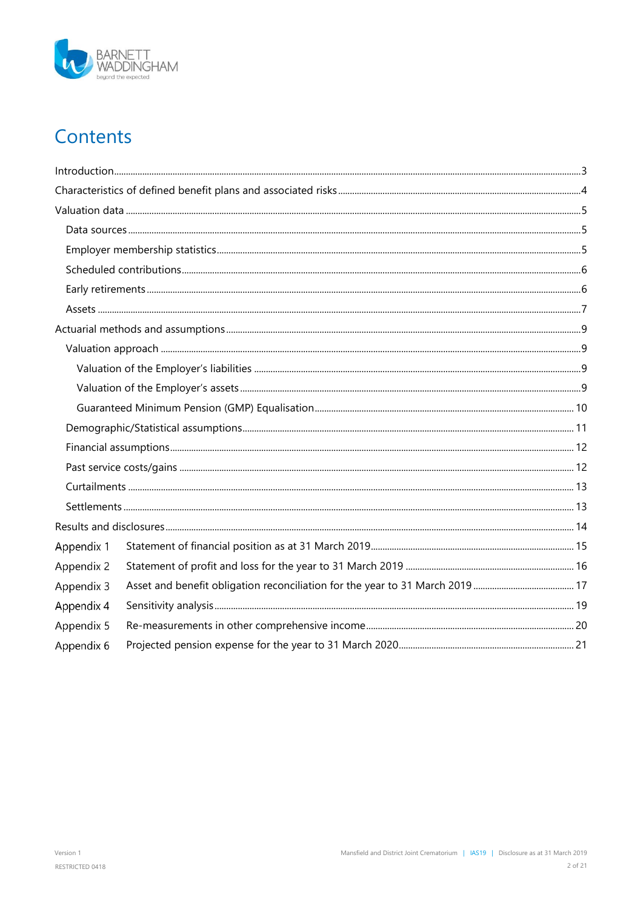# Contents

- Introduction ... 3
- Characteristics of defined benefit plans and associated risks ... 4
- Valuation data ... 5
  - Data sources ... 5
  - Employer membership statistics ... 5
  - Scheduled contributions ... 6
  - Early retirements ... 6
  - Assets ... 7
- Actuarial methods and assumptions ... 9
  - Valuation approach ... 9
    - Valuation of the Employer's liabilities ... 9
    - Valuation of the Employer's assets ... 9
    - Guaranteed Minimum Pension (GMP) Equalisation ... 10
  - Demographic/Statistical assumptions ... 11
  - Financial assumptions ... 12
  - Past service costs/gains ... 12
  - Curtailments ... 13
  - Settlements ... 13
- Results and disclosures ... 14
- Appendix 1 Statement of financial position as at 31 March 2019 ... 15
- Appendix 2 Statement of profit and loss for the year to 31 March 2019 ... 16
- Appendix 3 Asset and benefit obligation reconciliation for the year to 31 March 2019 ... 17
- Appendix 4 Sensitivity analysis ... 19
- Appendix 5 Re-measurements in other comprehensive income ... 20
- Appendix 6 Projected pension expense for the year to 31 March 2020 ... 21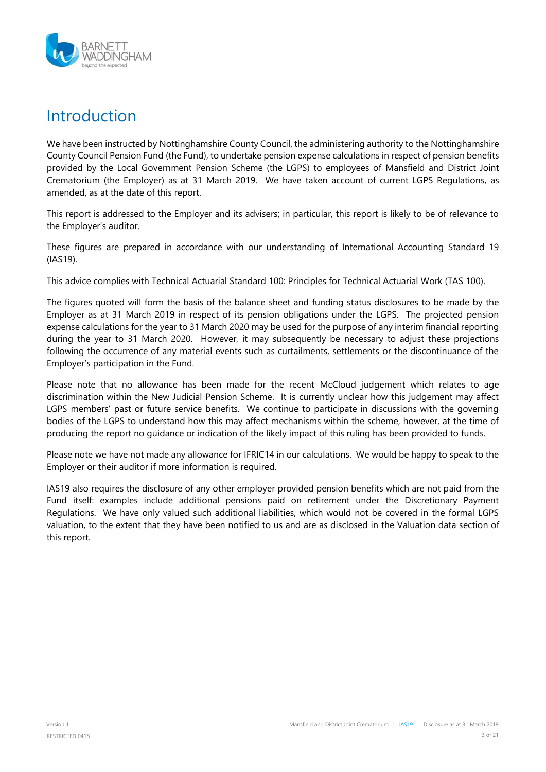# Introduction

We have been instructed by Nottinghamshire County Council, the administering authority to the Nottinghamshire County Council Pension Fund (the Fund), to undertake pension expense calculations in respect of pension benefits provided by the Local Government Pension Scheme (the LGPS) to employees of Mansfield and District Joint Crematorium (the Employer) as at 31 March 2019. We have taken account of current LGPS Regulations, as amended, as at the date of this report.

This report is addressed to the Employer and its advisers; in particular, this report is likely to be of relevance to the Employer's auditor.

These figures are prepared in accordance with our understanding of International Accounting Standard 19 (IAS19).

This advice complies with Technical Actuarial Standard 100: Principles for Technical Actuarial Work (TAS 100).

The figures quoted will form the basis of the balance sheet and funding status disclosures to be made by the Employer as at 31 March 2019 in respect of its pension obligations under the LGPS. The projected pension expense calculations for the year to 31 March 2020 may be used for the purpose of any interim financial reporting during the year to 31 March 2020. However, it may subsequently be necessary to adjust these projections following the occurrence of any material events such as curtailments, settlements or the discontinuance of the Employer's participation in the Fund.

Please note that no allowance has been made for the recent McCloud judgement which relates to age discrimination within the New Judicial Pension Scheme. It is currently unclear how this judgement may affect LGPS members' past or future service benefits. We continue to participate in discussions with the governing bodies of the LGPS to understand how this may affect mechanisms within the scheme, however, at the time of producing the report no guidance or indication of the likely impact of this ruling has been provided to funds.

Please note we have not made any allowance for IFRIC14 in our calculations. We would be happy to speak to the Employer or their auditor if more information is required.

IAS19 also requires the disclosure of any other employer provided pension benefits which are not paid from the Fund itself: examples include additional pensions paid on retirement under the Discretionary Payment Regulations. We have only valued such additional liabilities, which would not be covered in the formal LGPS valuation, to the extent that they have been notified to us and are as disclosed in the Valuation data section of this report.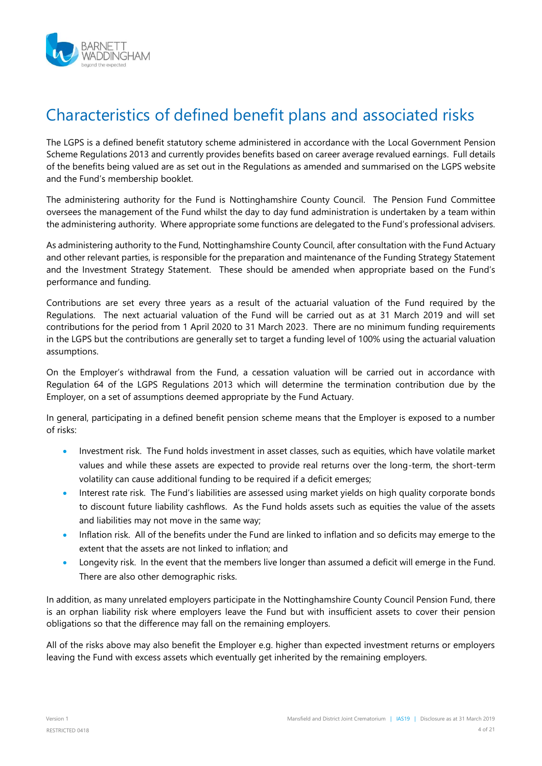# Characteristics of defined benefit plans and associated risks

The LGPS is a defined benefit statutory scheme administered in accordance with the Local Government Pension Scheme Regulations 2013 and currently provides benefits based on career average revalued earnings. Full details of the benefits being valued are as set out in the Regulations as amended and summarised on the LGPS website and the Fund's membership booklet.

The administering authority for the Fund is Nottinghamshire County Council. The Pension Fund Committee oversees the management of the Fund whilst the day to day fund administration is undertaken by a team within the administering authority. Where appropriate some functions are delegated to the Fund's professional advisers.

As administering authority to the Fund, Nottinghamshire County Council, after consultation with the Fund Actuary and other relevant parties, is responsible for the preparation and maintenance of the Funding Strategy Statement and the Investment Strategy Statement. These should be amended when appropriate based on the Fund's performance and funding.

Contributions are set every three years as a result of the actuarial valuation of the Fund required by the Regulations. The next actuarial valuation of the Fund will be carried out as at 31 March 2019 and will set contributions for the period from 1 April 2020 to 31 March 2023. There are no minimum funding requirements in the LGPS but the contributions are generally set to target a funding level of 100% using the actuarial valuation assumptions.

On the Employer's withdrawal from the Fund, a cessation valuation will be carried out in accordance with Regulation 64 of the LGPS Regulations 2013 which will determine the termination contribution due by the Employer, on a set of assumptions deemed appropriate by the Fund Actuary.

In general, participating in a defined benefit pension scheme means that the Employer is exposed to a number of risks:

- Investment risk. The Fund holds investment in asset classes, such as equities, which have volatile market values and while these assets are expected to provide real returns over the long-term, the short-term volatility can cause additional funding to be required if a deficit emerges;
- Interest rate risk. The Fund's liabilities are assessed using market yields on high quality corporate bonds to discount future liability cashflows. As the Fund holds assets such as equities the value of the assets and liabilities may not move in the same way;
- Inflation risk. All of the benefits under the Fund are linked to inflation and so deficits may emerge to the extent that the assets are not linked to inflation; and
- Longevity risk. In the event that the members live longer than assumed a deficit will emerge in the Fund. There are also other demographic risks.

In addition, as many unrelated employers participate in the Nottinghamshire County Council Pension Fund, there is an orphan liability risk where employers leave the Fund but with insufficient assets to cover their pension obligations so that the difference may fall on the remaining employers.

All of the risks above may also benefit the Employer e.g. higher than expected investment returns or employers leaving the Fund with excess assets which eventually get inherited by the remaining employers.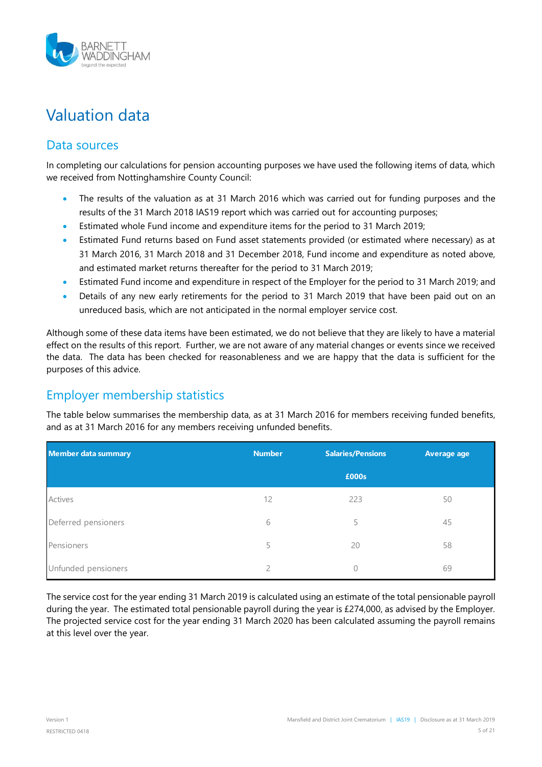# Valuation data

## Data sources

In completing our calculations for pension accounting purposes we have used the following items of data, which we received from Nottinghamshire County Council:

- The results of the valuation as at 31 March 2016 which was carried out for funding purposes and the results of the 31 March 2018 IAS19 report which was carried out for accounting purposes;
- Estimated whole Fund income and expenditure items for the period to 31 March 2019;
- Estimated Fund returns based on Fund asset statements provided (or estimated where necessary) as at 31 March 2016, 31 March 2018 and 31 December 2018, Fund income and expenditure as noted above, and estimated market returns thereafter for the period to 31 March 2019;
- Estimated Fund income and expenditure in respect of the Employer for the period to 31 March 2019; and
- Details of any new early retirements for the period to 31 March 2019 that have been paid out on an unreduced basis, which are not anticipated in the normal employer service cost.

Although some of these data items have been estimated, we do not believe that they are likely to have a material effect on the results of this report. Further, we are not aware of any material changes or events since we received the data. The data has been checked for reasonableness and we are happy that the data is sufficient for the purposes of this advice.

## Employer membership statistics

The table below summarises the membership data, as at 31 March 2016 for members receiving funded benefits, and as at 31 March 2016 for any members receiving unfunded benefits.

| Member data summary | Number | Salaries/Pensions £000s | Average age |
|---|---|---|---|
| Actives | 12 | 223 | 50 |
| Deferred pensioners | 6 | 5 | 45 |
| Pensioners | 5 | 20 | 58 |
| Unfunded pensioners | 2 | 0 | 69 |

The service cost for the year ending 31 March 2019 is calculated using an estimate of the total pensionable payroll during the year. The estimated total pensionable payroll during the year is £274,000, as advised by the Employer. The projected service cost for the year ending 31 March 2020 has been calculated assuming the payroll remains at this level over the year.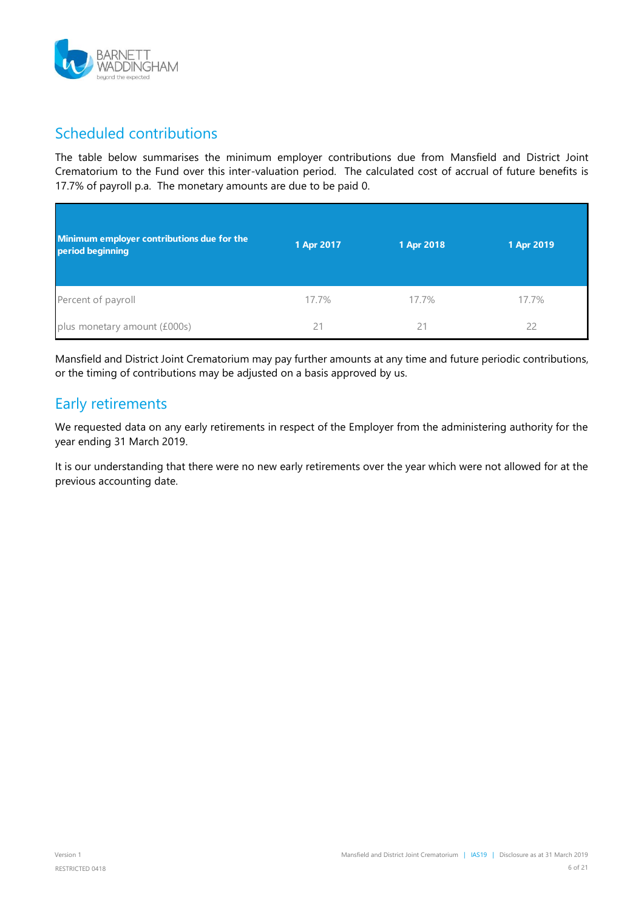## Scheduled contributions

The table below summarises the minimum employer contributions due from Mansfield and District Joint Crematorium to the Fund over this inter-valuation period. The calculated cost of accrual of future benefits is 17.7% of payroll p.a. The monetary amounts are due to be paid 0.

| Minimum employer contributions due for the period beginning | 1 Apr 2017 | 1 Apr 2018 | 1 Apr 2019 |
|---|---|---|---|
| Percent of payroll | 17.7% | 17.7% | 17.7% |
| plus monetary amount (£000s) | 21 | 21 | 22 |

Mansfield and District Joint Crematorium may pay further amounts at any time and future periodic contributions, or the timing of contributions may be adjusted on a basis approved by us.

## Early retirements

We requested data on any early retirements in respect of the Employer from the administering authority for the year ending 31 March 2019.

It is our understanding that there were no new early retirements over the year which were not allowed for at the previous accounting date.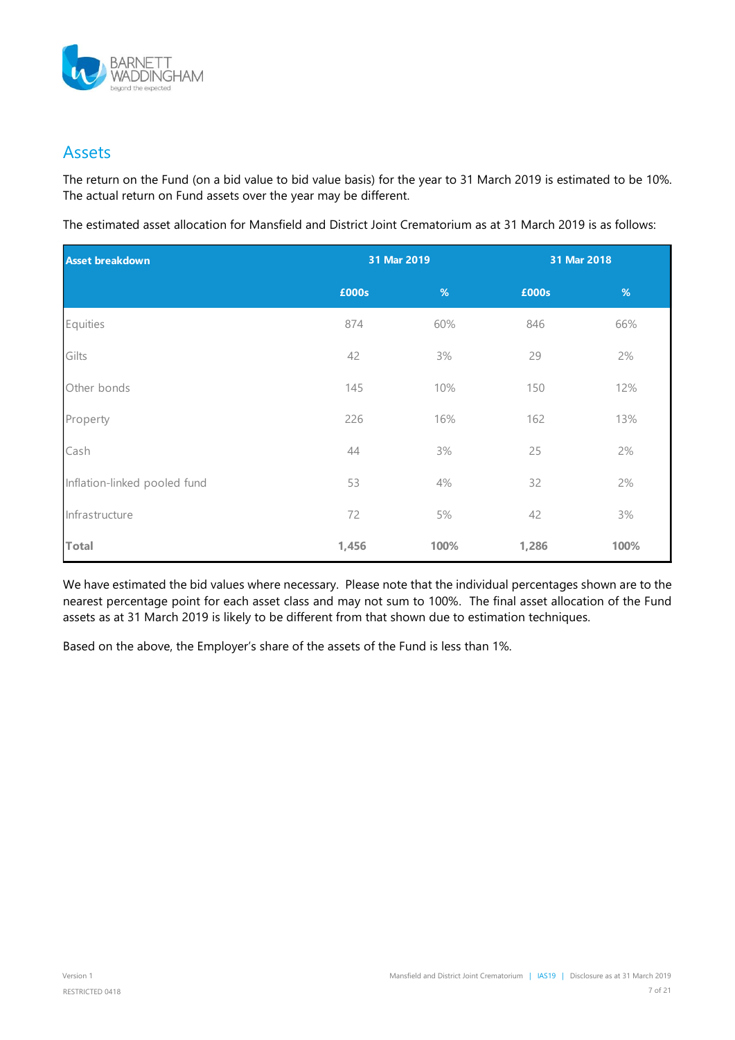## Assets

The return on the Fund (on a bid value to bid value basis) for the year to 31 March 2019 is estimated to be 10%. The actual return on Fund assets over the year may be different.

The estimated asset allocation for Mansfield and District Joint Crematorium as at 31 March 2019 is as follows:

| Asset breakdown | 31 Mar 2019 | | 31 Mar 2018 | |
|---|---|---|---|---|
| | £000s | % | £000s | % |
| Equities | 874 | 60% | 846 | 66% |
| Gilts | 42 | 3% | 29 | 2% |
| Other bonds | 145 | 10% | 150 | 12% |
| Property | 226 | 16% | 162 | 13% |
| Cash | 44 | 3% | 25 | 2% |
| Inflation-linked pooled fund | 53 | 4% | 32 | 2% |
| Infrastructure | 72 | 5% | 42 | 3% |
| **Total** | **1,456** | **100%** | **1,286** | **100%** |

We have estimated the bid values where necessary. Please note that the individual percentages shown are to the nearest percentage point for each asset class and may not sum to 100%. The final asset allocation of the Fund assets as at 31 March 2019 is likely to be different from that shown due to estimation techniques.

Based on the above, the Employer's share of the assets of the Fund is less than 1%.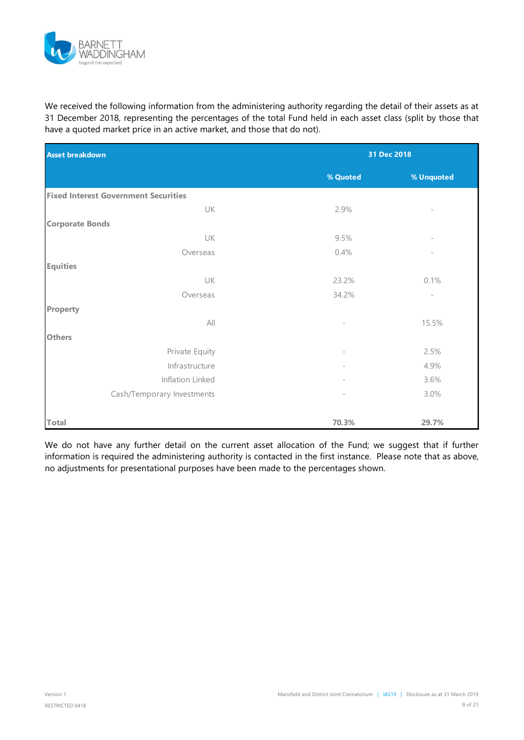We received the following information from the administering authority regarding the detail of their assets as at 31 December 2018, representing the percentages of the total Fund held in each asset class (split by those that have a quoted market price in an active market, and those that do not).

| Asset breakdown | | 31 Dec 2018 | |
|---|---|---|---|
| | | % Quoted | % Unquoted |
| **Fixed Interest Government Securities** | | | |
| | UK | 2.9% | - |
| **Corporate Bonds** | | | |
| | UK | 9.5% | - |
| | Overseas | 0.4% | - |
| **Equities** | | | |
| | UK | 23.2% | 0.1% |
| | Overseas | 34.2% | - |
| **Property** | | | |
| | All | - | 15.5% |
| **Others** | | | |
| | Private Equity | - | 2.5% |
| | Infrastructure | - | 4.9% |
| | Inflation Linked | - | 3.6% |
| | Cash/Temporary Investments | - | 3.0% |
| **Total** | | **70.3%** | **29.7%** |

We do not have any further detail on the current asset allocation of the Fund; we suggest that if further information is required the administering authority is contacted in the first instance. Please note that as above, no adjustments for presentational purposes have been made to the percentages shown.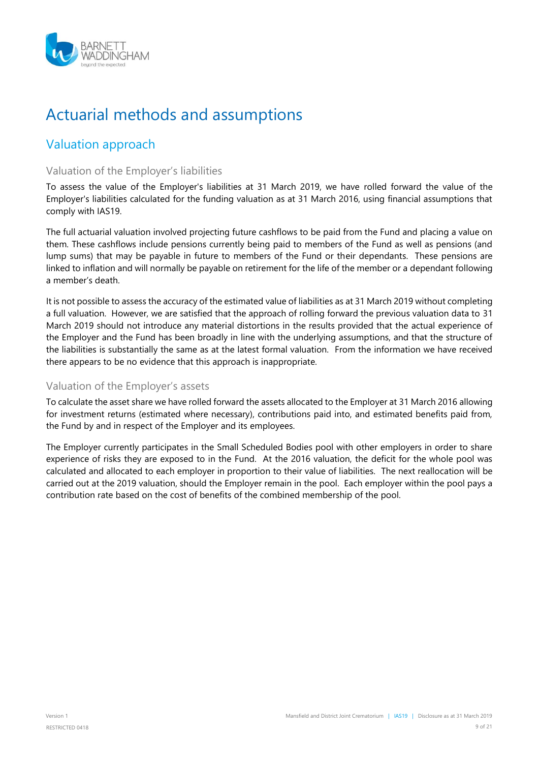# Actuarial methods and assumptions

## Valuation approach

### Valuation of the Employer's liabilities

To assess the value of the Employer's liabilities at 31 March 2019, we have rolled forward the value of the Employer's liabilities calculated for the funding valuation as at 31 March 2016, using financial assumptions that comply with IAS19.

The full actuarial valuation involved projecting future cashflows to be paid from the Fund and placing a value on them. These cashflows include pensions currently being paid to members of the Fund as well as pensions (and lump sums) that may be payable in future to members of the Fund or their dependants. These pensions are linked to inflation and will normally be payable on retirement for the life of the member or a dependant following a member's death.

It is not possible to assess the accuracy of the estimated value of liabilities as at 31 March 2019 without completing a full valuation. However, we are satisfied that the approach of rolling forward the previous valuation data to 31 March 2019 should not introduce any material distortions in the results provided that the actual experience of the Employer and the Fund has been broadly in line with the underlying assumptions, and that the structure of the liabilities is substantially the same as at the latest formal valuation. From the information we have received there appears to be no evidence that this approach is inappropriate.

### Valuation of the Employer's assets

To calculate the asset share we have rolled forward the assets allocated to the Employer at 31 March 2016 allowing for investment returns (estimated where necessary), contributions paid into, and estimated benefits paid from, the Fund by and in respect of the Employer and its employees.

The Employer currently participates in the Small Scheduled Bodies pool with other employers in order to share experience of risks they are exposed to in the Fund. At the 2016 valuation, the deficit for the whole pool was calculated and allocated to each employer in proportion to their value of liabilities. The next reallocation will be carried out at the 2019 valuation, should the Employer remain in the pool. Each employer within the pool pays a contribution rate based on the cost of benefits of the combined membership of the pool.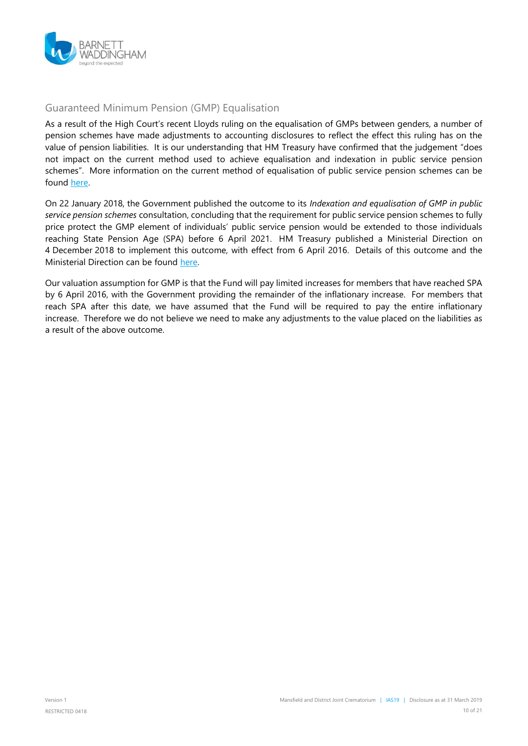## Guaranteed Minimum Pension (GMP) Equalisation

As a result of the High Court's recent Lloyds ruling on the equalisation of GMPs between genders, a number of pension schemes have made adjustments to accounting disclosures to reflect the effect this ruling has on the value of pension liabilities. It is our understanding that HM Treasury have confirmed that the judgement "does not impact on the current method used to achieve equalisation and indexation in public service pension schemes". More information on the current method of equalisation of public service pension schemes can be found here.

On 22 January 2018, the Government published the outcome to its *Indexation and equalisation of GMP in public service pension schemes* consultation, concluding that the requirement for public service pension schemes to fully price protect the GMP element of individuals' public service pension would be extended to those individuals reaching State Pension Age (SPA) before 6 April 2021. HM Treasury published a Ministerial Direction on 4 December 2018 to implement this outcome, with effect from 6 April 2016. Details of this outcome and the Ministerial Direction can be found here.

Our valuation assumption for GMP is that the Fund will pay limited increases for members that have reached SPA by 6 April 2016, with the Government providing the remainder of the inflationary increase. For members that reach SPA after this date, we have assumed that the Fund will be required to pay the entire inflationary increase. Therefore we do not believe we need to make any adjustments to the value placed on the liabilities as a result of the above outcome.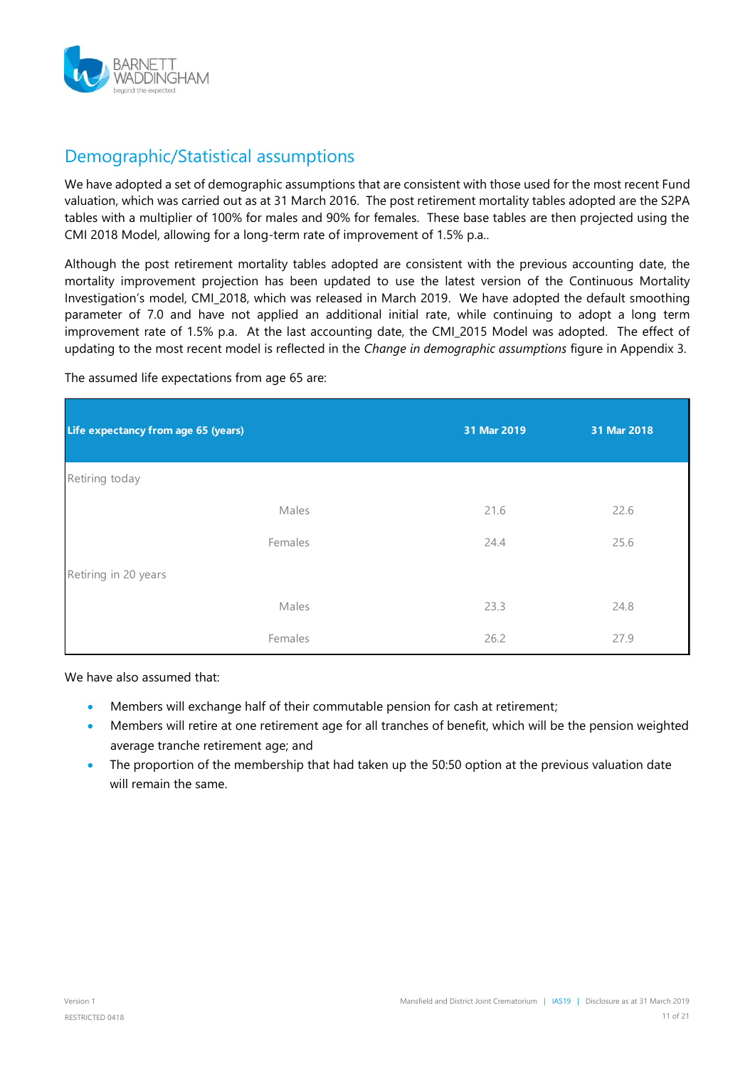## Demographic/Statistical assumptions

We have adopted a set of demographic assumptions that are consistent with those used for the most recent Fund valuation, which was carried out as at 31 March 2016. The post retirement mortality tables adopted are the S2PA tables with a multiplier of 100% for males and 90% for females. These base tables are then projected using the CMI 2018 Model, allowing for a long-term rate of improvement of 1.5% p.a..

Although the post retirement mortality tables adopted are consistent with the previous accounting date, the mortality improvement projection has been updated to use the latest version of the Continuous Mortality Investigation's model, CMI_2018, which was released in March 2019. We have adopted the default smoothing parameter of 7.0 and have not applied an additional initial rate, while continuing to adopt a long term improvement rate of 1.5% p.a. At the last accounting date, the CMI_2015 Model was adopted. The effect of updating to the most recent model is reflected in the *Change in demographic assumptions* figure in Appendix 3.

The assumed life expectations from age 65 are:

| Life expectancy from age 65 (years) | | 31 Mar 2019 | 31 Mar 2018 |
|---|---|---|---|
| Retiring today | | | |
| | Males | 21.6 | 22.6 |
| | Females | 24.4 | 25.6 |
| Retiring in 20 years | | | |
| | Males | 23.3 | 24.8 |
| | Females | 26.2 | 27.9 |

We have also assumed that:

- Members will exchange half of their commutable pension for cash at retirement;
- Members will retire at one retirement age for all tranches of benefit, which will be the pension weighted average tranche retirement age; and
- The proportion of the membership that had taken up the 50:50 option at the previous valuation date will remain the same.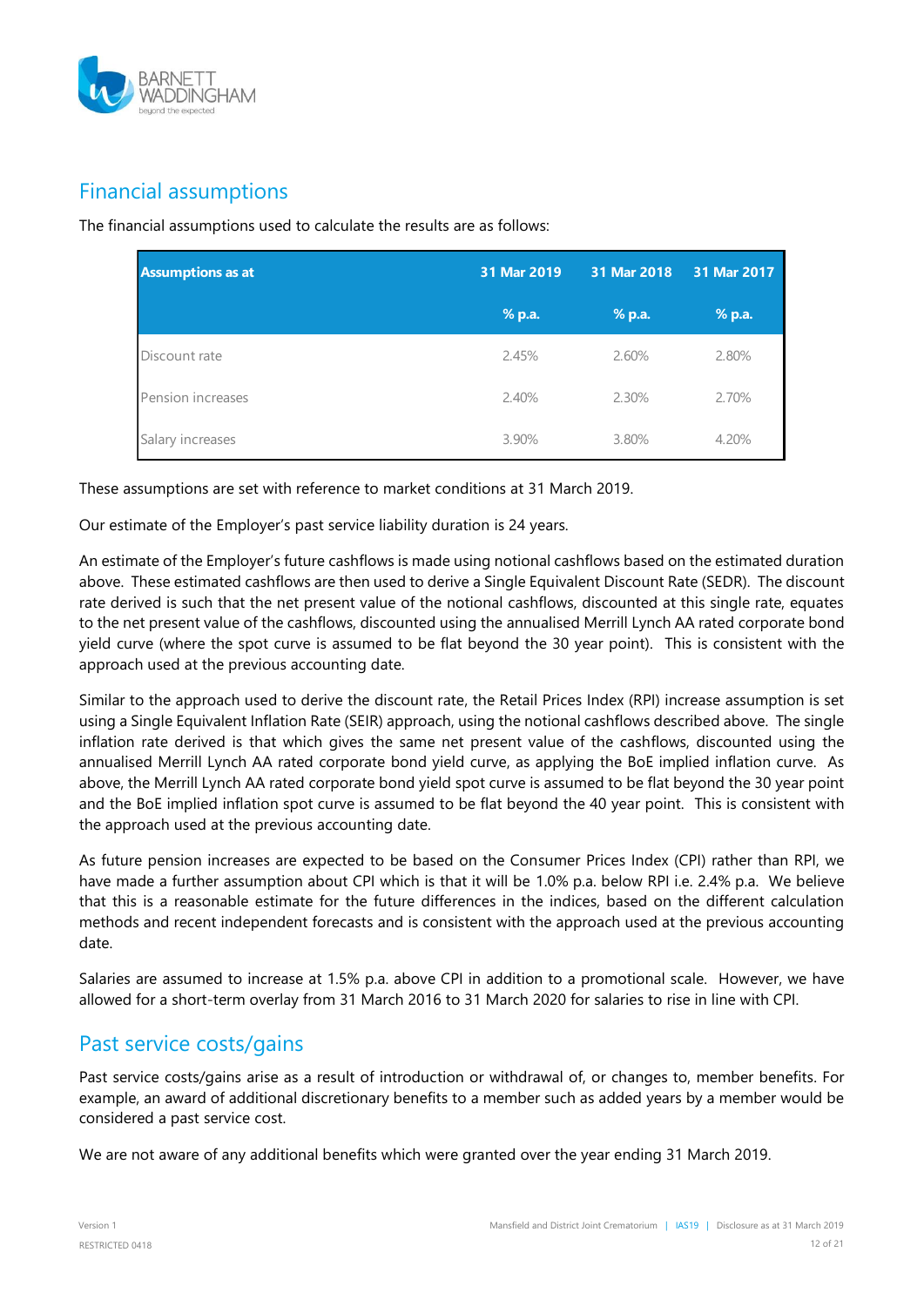## Financial assumptions

The financial assumptions used to calculate the results are as follows:

| Assumptions as at | 31 Mar 2019 | 31 Mar 2018 | 31 Mar 2017 |
|---|---|---|---|
| | % p.a. | % p.a. | % p.a. |
| Discount rate | 2.45% | 2.60% | 2.80% |
| Pension increases | 2.40% | 2.30% | 2.70% |
| Salary increases | 3.90% | 3.80% | 4.20% |

These assumptions are set with reference to market conditions at 31 March 2019.

Our estimate of the Employer's past service liability duration is 24 years.

An estimate of the Employer's future cashflows is made using notional cashflows based on the estimated duration above. These estimated cashflows are then used to derive a Single Equivalent Discount Rate (SEDR). The discount rate derived is such that the net present value of the notional cashflows, discounted at this single rate, equates to the net present value of the cashflows, discounted using the annualised Merrill Lynch AA rated corporate bond yield curve (where the spot curve is assumed to be flat beyond the 30 year point). This is consistent with the approach used at the previous accounting date.

Similar to the approach used to derive the discount rate, the Retail Prices Index (RPI) increase assumption is set using a Single Equivalent Inflation Rate (SEIR) approach, using the notional cashflows described above. The single inflation rate derived is that which gives the same net present value of the cashflows, discounted using the annualised Merrill Lynch AA rated corporate bond yield curve, as applying the BoE implied inflation curve. As above, the Merrill Lynch AA rated corporate bond yield spot curve is assumed to be flat beyond the 30 year point and the BoE implied inflation spot curve is assumed to be flat beyond the 40 year point. This is consistent with the approach used at the previous accounting date.

As future pension increases are expected to be based on the Consumer Prices Index (CPI) rather than RPI, we have made a further assumption about CPI which is that it will be 1.0% p.a. below RPI i.e. 2.4% p.a. We believe that this is a reasonable estimate for the future differences in the indices, based on the different calculation methods and recent independent forecasts and is consistent with the approach used at the previous accounting date.

Salaries are assumed to increase at 1.5% p.a. above CPI in addition to a promotional scale. However, we have allowed for a short-term overlay from 31 March 2016 to 31 March 2020 for salaries to rise in line with CPI.

## Past service costs/gains

Past service costs/gains arise as a result of introduction or withdrawal of, or changes to, member benefits. For example, an award of additional discretionary benefits to a member such as added years by a member would be considered a past service cost.

We are not aware of any additional benefits which were granted over the year ending 31 March 2019.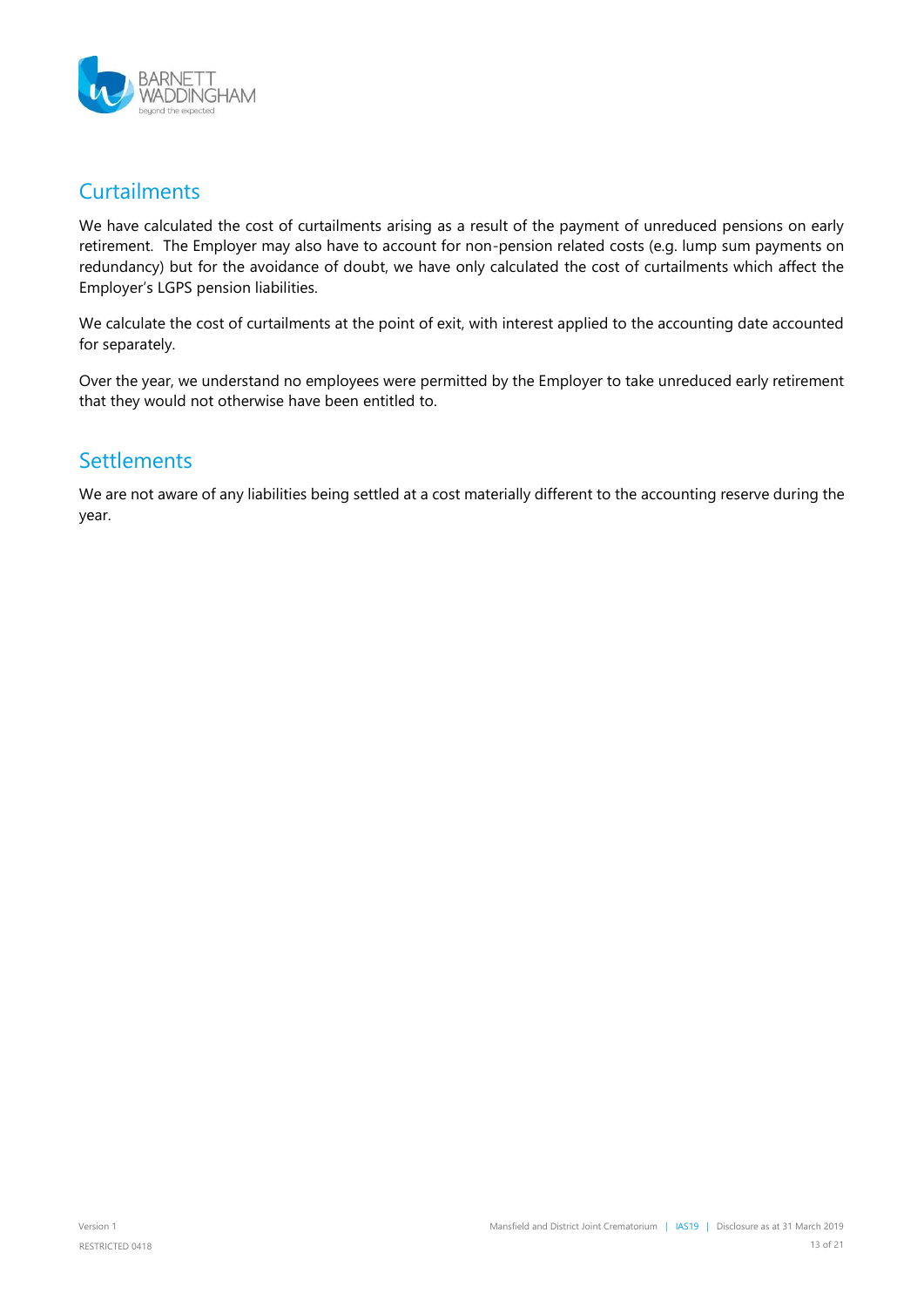## Curtailments

We have calculated the cost of curtailments arising as a result of the payment of unreduced pensions on early retirement. The Employer may also have to account for non-pension related costs (e.g. lump sum payments on redundancy) but for the avoidance of doubt, we have only calculated the cost of curtailments which affect the Employer's LGPS pension liabilities.

We calculate the cost of curtailments at the point of exit, with interest applied to the accounting date accounted for separately.

Over the year, we understand no employees were permitted by the Employer to take unreduced early retirement that they would not otherwise have been entitled to.

## Settlements

We are not aware of any liabilities being settled at a cost materially different to the accounting reserve during the year.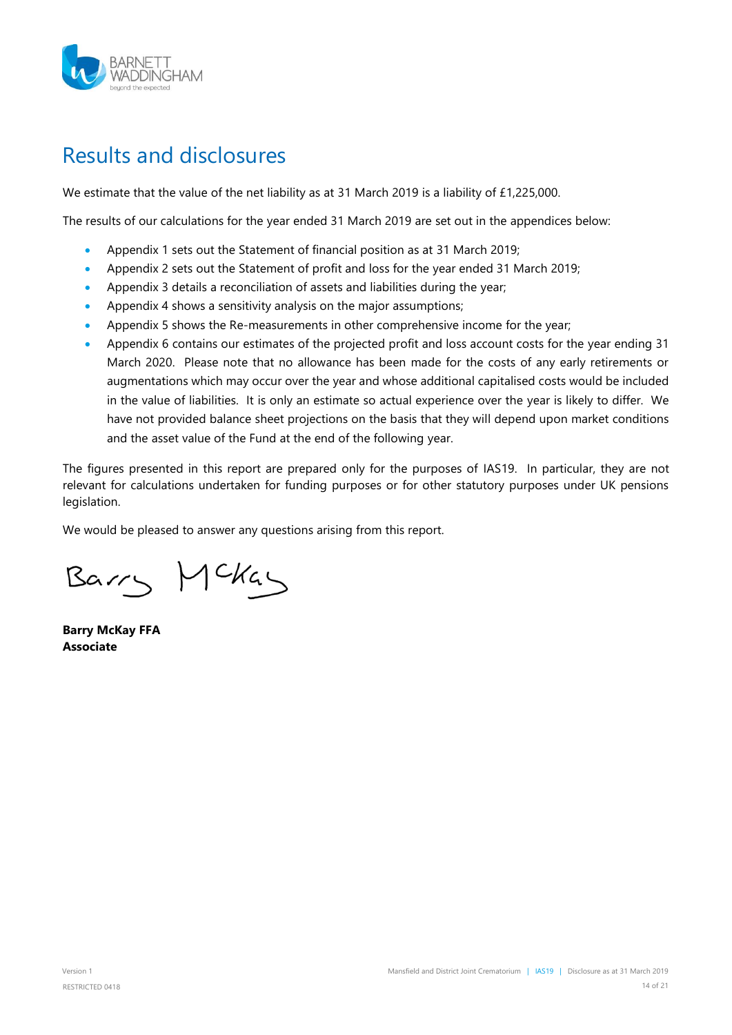# Results and disclosures

We estimate that the value of the net liability as at 31 March 2019 is a liability of £1,225,000.

The results of our calculations for the year ended 31 March 2019 are set out in the appendices below:

- Appendix 1 sets out the Statement of financial position as at 31 March 2019;
- Appendix 2 sets out the Statement of profit and loss for the year ended 31 March 2019;
- Appendix 3 details a reconciliation of assets and liabilities during the year;
- Appendix 4 shows a sensitivity analysis on the major assumptions;
- Appendix 5 shows the Re-measurements in other comprehensive income for the year;
- Appendix 6 contains our estimates of the projected profit and loss account costs for the year ending 31 March 2020. Please note that no allowance has been made for the costs of any early retirements or augmentations which may occur over the year and whose additional capitalised costs would be included in the value of liabilities. It is only an estimate so actual experience over the year is likely to differ. We have not provided balance sheet projections on the basis that they will depend upon market conditions and the asset value of the Fund at the end of the following year.

The figures presented in this report are prepared only for the purposes of IAS19. In particular, they are not relevant for calculations undertaken for funding purposes or for other statutory purposes under UK pensions legislation.

We would be pleased to answer any questions arising from this report.

Barry McKay

**Barry McKay FFA**
**Associate**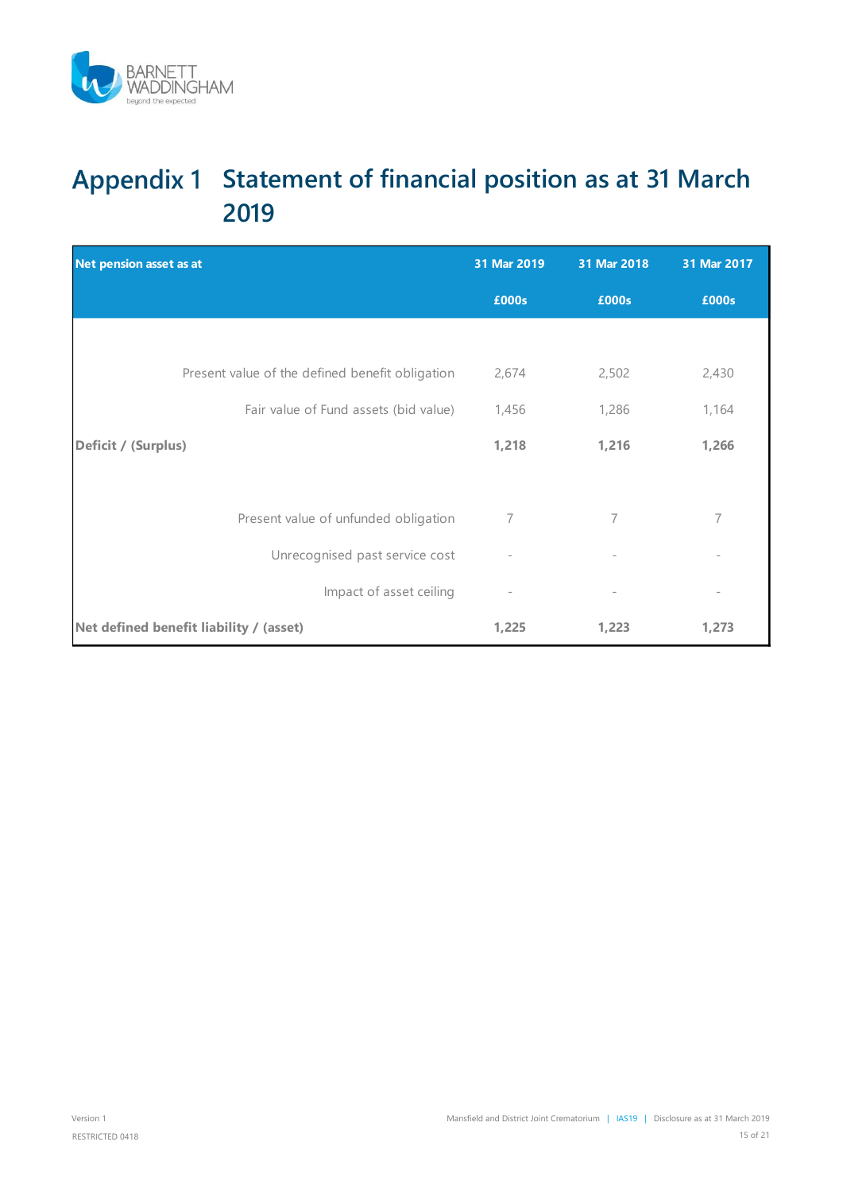# Appendix 1 Statement of financial position as at 31 March 2019

| Net pension asset as at | 31 Mar 2019 | 31 Mar 2018 | 31 Mar 2017 |
|---|---|---|---|
| | £000s | £000s | £000s |
| Present value of the defined benefit obligation | 2,674 | 2,502 | 2,430 |
| Fair value of Fund assets (bid value) | 1,456 | 1,286 | 1,164 |
| **Deficit / (Surplus)** | **1,218** | **1,216** | **1,266** |
| Present value of unfunded obligation | 7 | 7 | 7 |
| Unrecognised past service cost | - | - | - |
| Impact of asset ceiling | - | - | - |
| **Net defined benefit liability / (asset)** | **1,225** | **1,223** | **1,273** |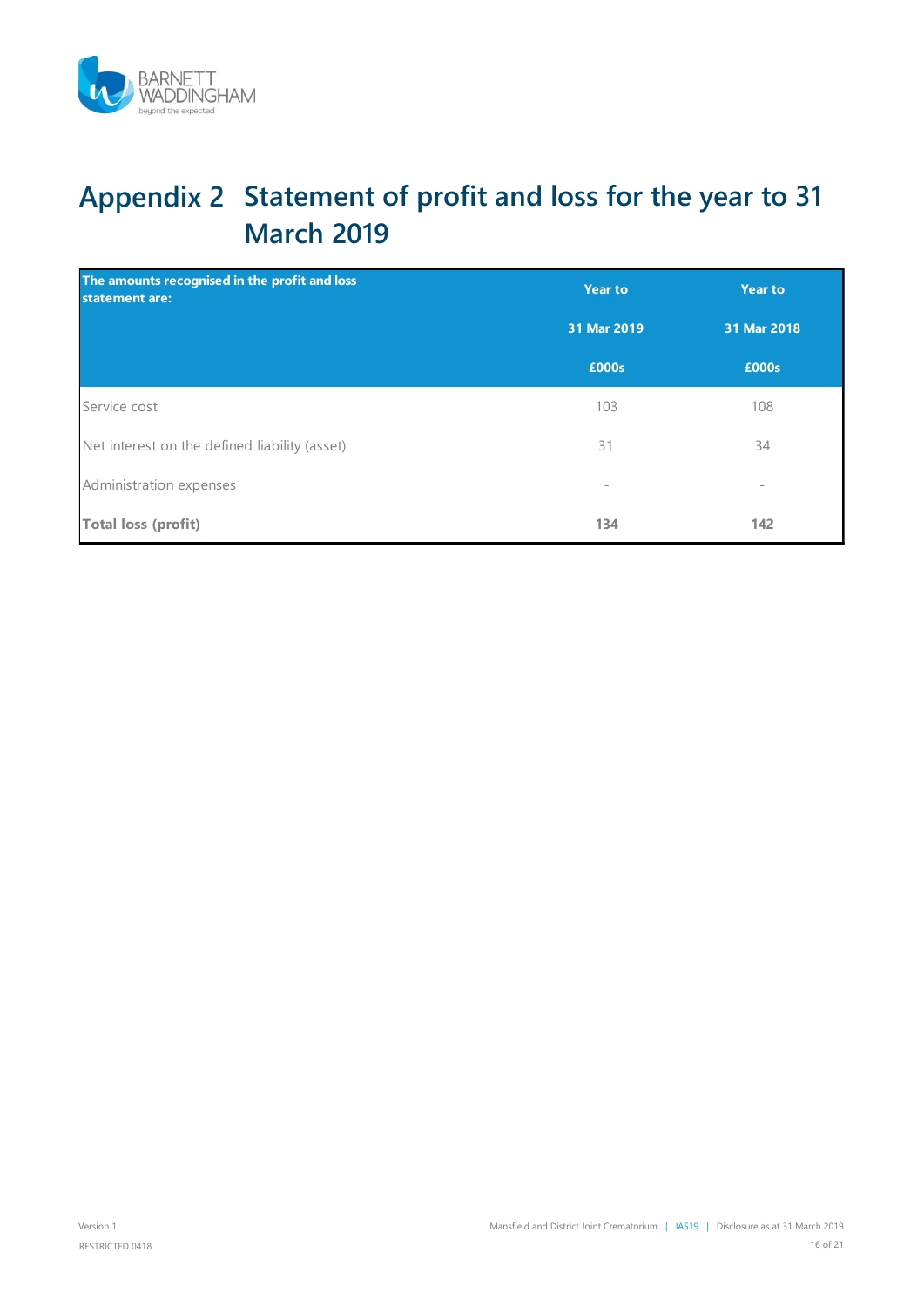# Appendix 2 Statement of profit and loss for the year to 31 March 2019

| The amounts recognised in the profit and loss statement are: | Year to 31 Mar 2019 £000s | Year to 31 Mar 2018 £000s |
|---|---|---|
| Service cost | 103 | 108 |
| Net interest on the defined liability (asset) | 31 | 34 |
| Administration expenses | - | - |
| **Total loss (profit)** | **134** | **142** |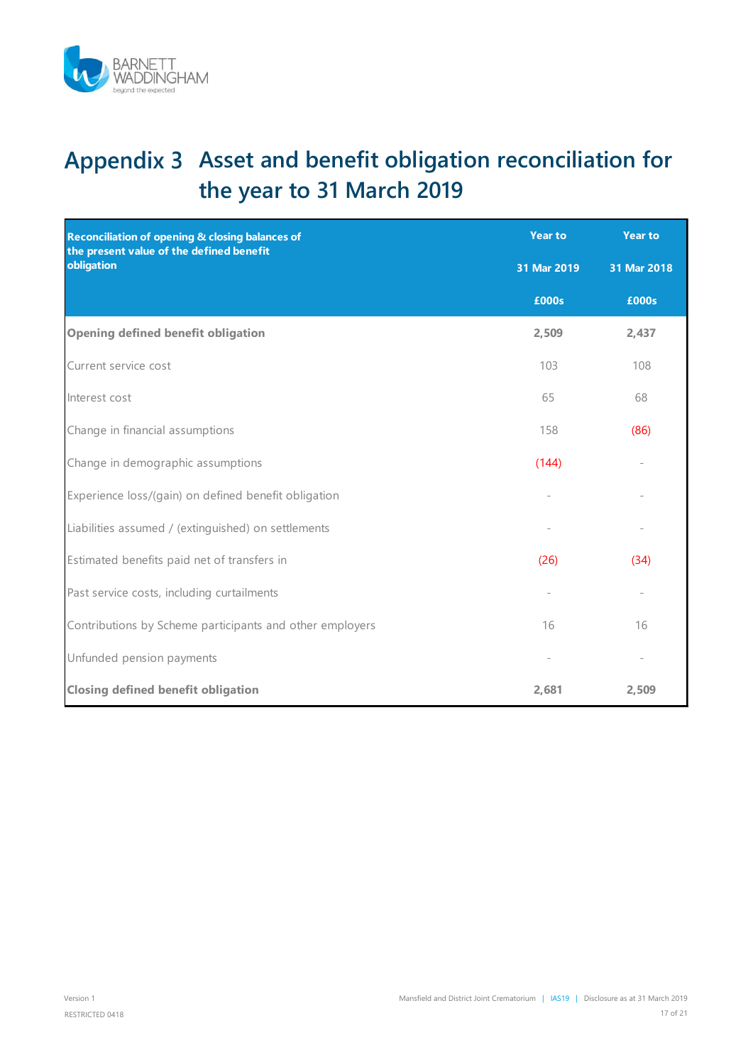# Appendix 3 Asset and benefit obligation reconciliation for the year to 31 March 2019

| Reconciliation of opening & closing balances of the present value of the defined benefit obligation | Year to 31 Mar 2019 £000s | Year to 31 Mar 2018 £000s |
|---|---|---|
| **Opening defined benefit obligation** | **2,509** | **2,437** |
| Current service cost | 103 | 108 |
| Interest cost | 65 | 68 |
| Change in financial assumptions | 158 | (86) |
| Change in demographic assumptions | (144) | - |
| Experience loss/(gain) on defined benefit obligation | - | - |
| Liabilities assumed / (extinguished) on settlements | - | - |
| Estimated benefits paid net of transfers in | (26) | (34) |
| Past service costs, including curtailments | - | - |
| Contributions by Scheme participants and other employers | 16 | 16 |
| Unfunded pension payments | - | - |
| **Closing defined benefit obligation** | **2,681** | **2,509** |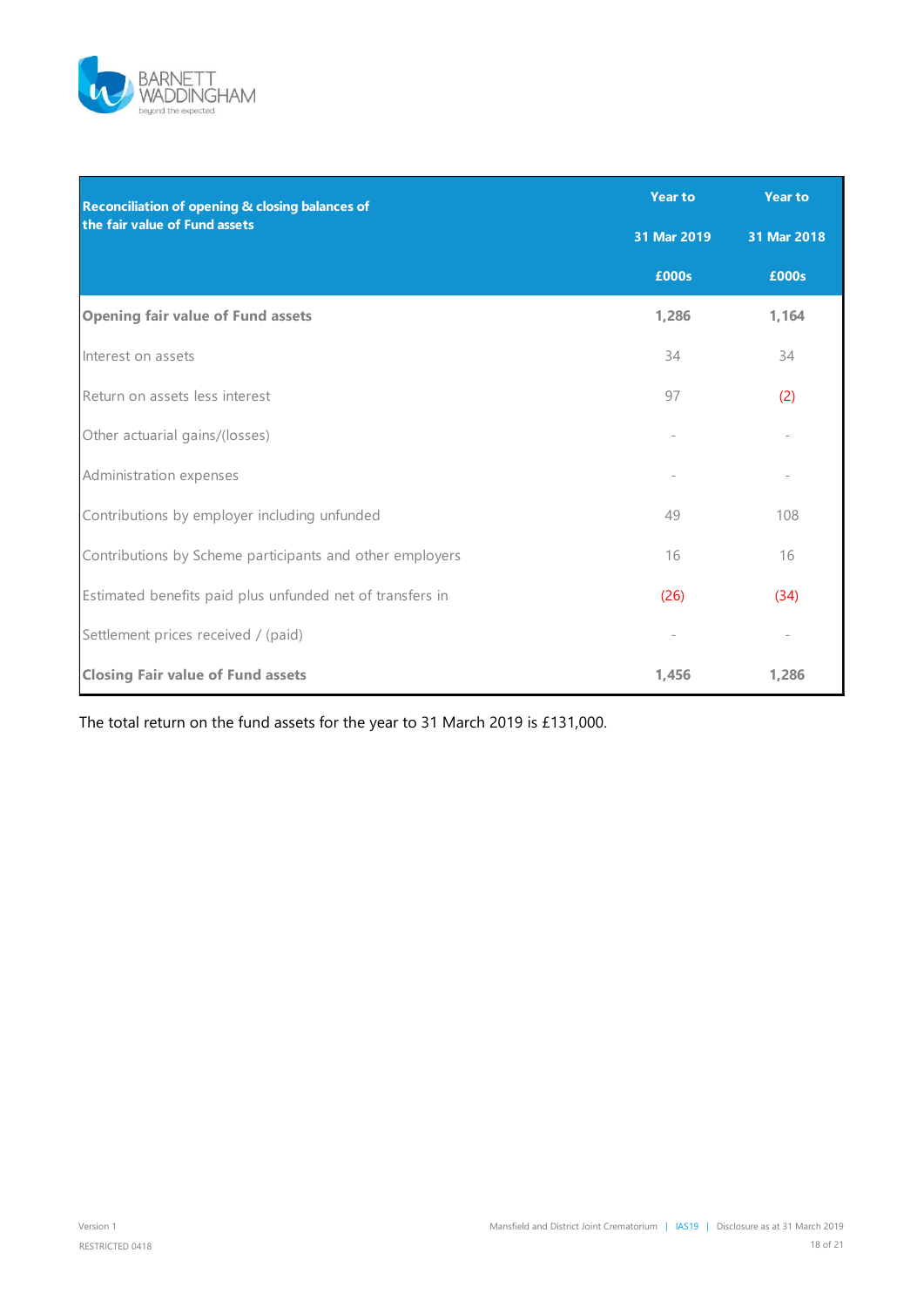| Reconciliation of opening & closing balances of the fair value of Fund assets | Year to 31 Mar 2019 £000s | Year to 31 Mar 2018 £000s |
|---|---|---|
| **Opening fair value of Fund assets** | **1,286** | **1,164** |
| Interest on assets | 34 | 34 |
| Return on assets less interest | 97 | (2) |
| Other actuarial gains/(losses) | - | - |
| Administration expenses | - | - |
| Contributions by employer including unfunded | 49 | 108 |
| Contributions by Scheme participants and other employers | 16 | 16 |
| Estimated benefits paid plus unfunded net of transfers in | (26) | (34) |
| Settlement prices received / (paid) | - | - |
| **Closing Fair value of Fund assets** | **1,456** | **1,286** |

The total return on the fund assets for the year to 31 March 2019 is £131,000.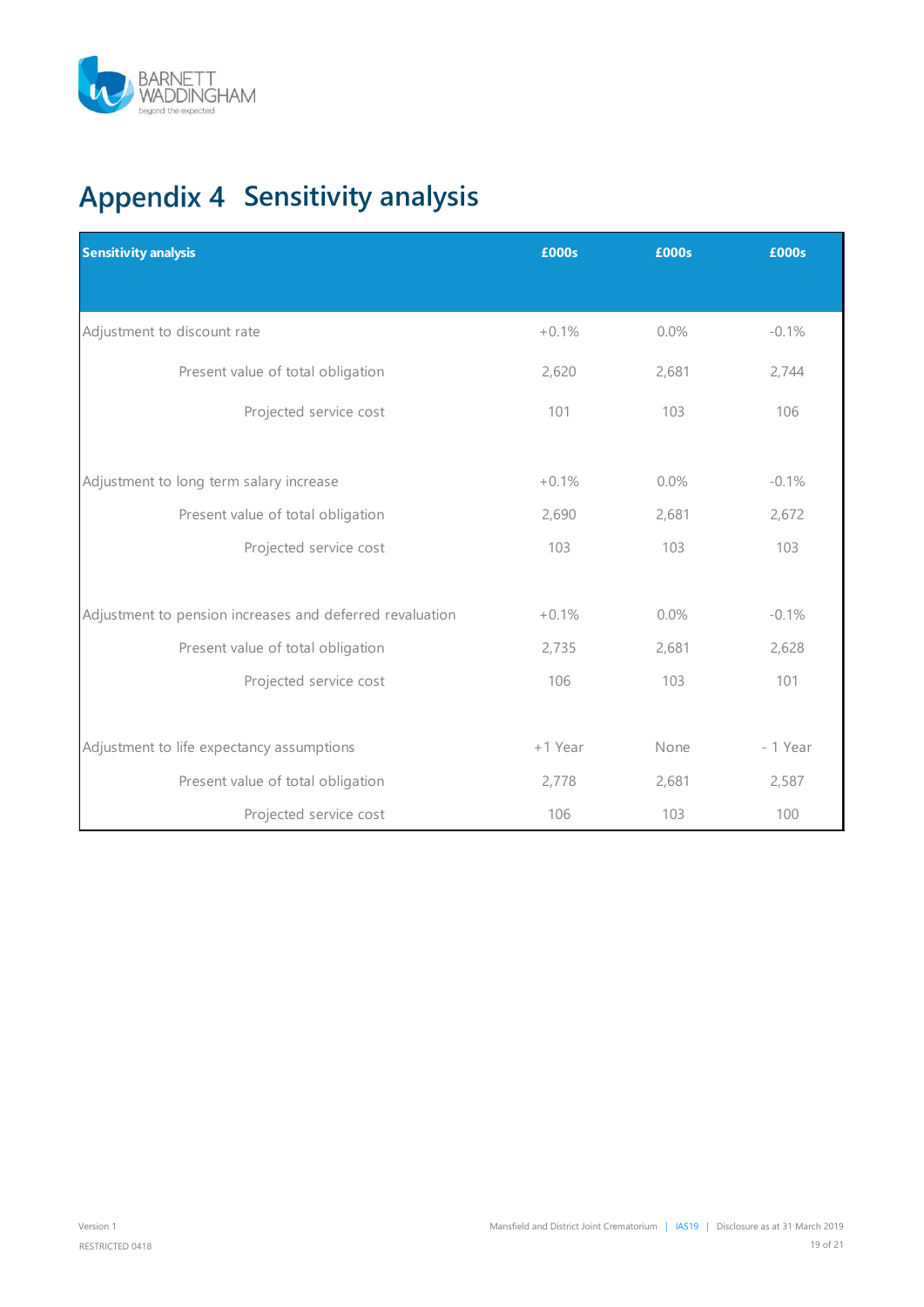# Appendix 4 Sensitivity analysis

| Sensitivity analysis | £000s | £000s | £000s |
|---|---|---|---|
| Adjustment to discount rate | +0.1% | 0.0% | -0.1% |
| Present value of total obligation | 2,620 | 2,681 | 2,744 |
| Projected service cost | 101 | 103 | 106 |
| | | | |
| Adjustment to long term salary increase | +0.1% | 0.0% | -0.1% |
| Present value of total obligation | 2,690 | 2,681 | 2,672 |
| Projected service cost | 103 | 103 | 103 |
| | | | |
| Adjustment to pension increases and deferred revaluation | +0.1% | 0.0% | -0.1% |
| Present value of total obligation | 2,735 | 2,681 | 2,628 |
| Projected service cost | 106 | 103 | 101 |
| | | | |
| Adjustment to life expectancy assumptions | +1 Year | None | - 1 Year |
| Present value of total obligation | 2,778 | 2,681 | 2,587 |
| Projected service cost | 106 | 103 | 100 |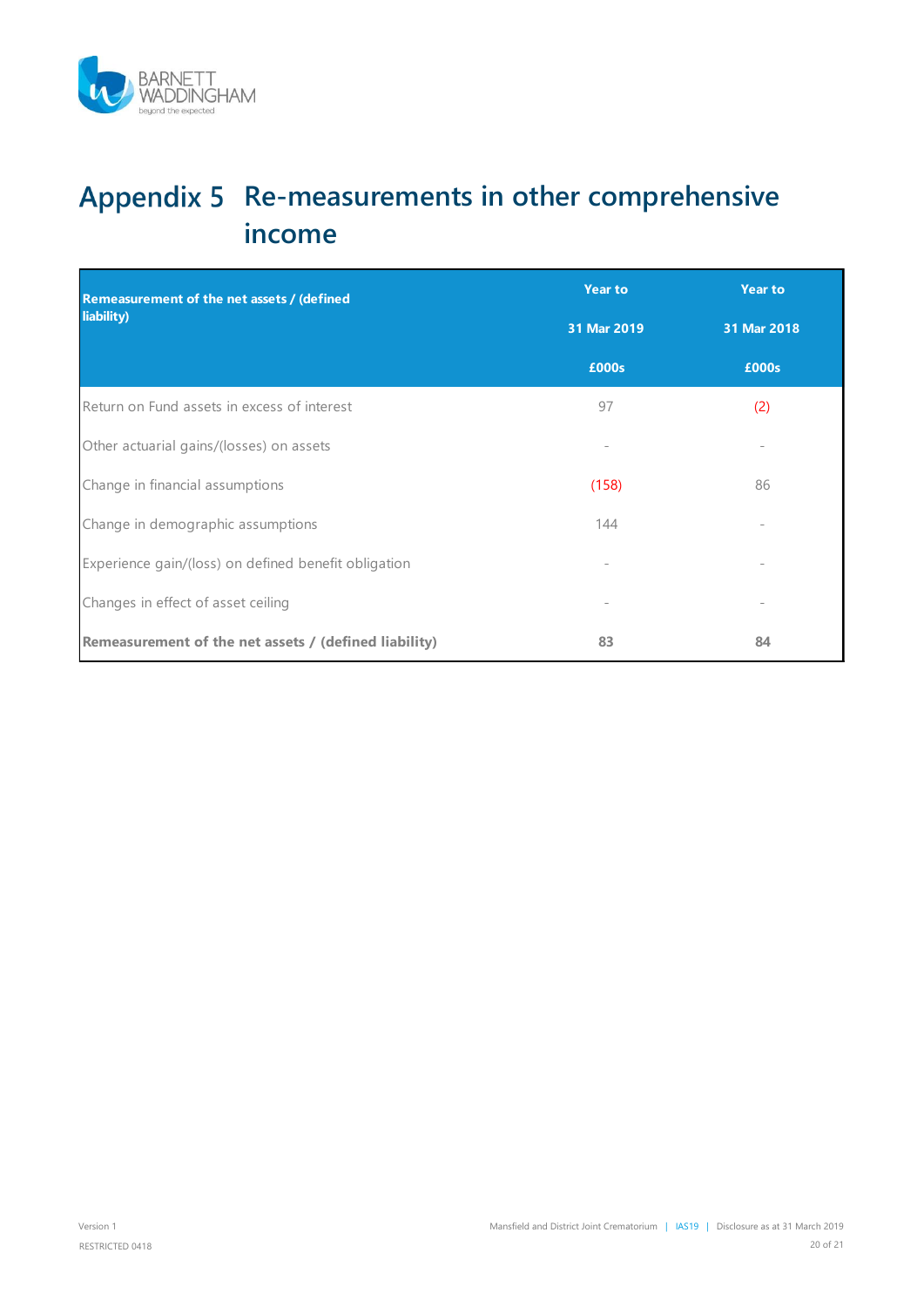# Appendix 5 Re-measurements in other comprehensive income

| Remeasurement of the net assets / (defined liability) | Year to 31 Mar 2019 £000s | Year to 31 Mar 2018 £000s |
|---|---|---|
| Return on Fund assets in excess of interest | 97 | (2) |
| Other actuarial gains/(losses) on assets | - | - |
| Change in financial assumptions | (158) | 86 |
| Change in demographic assumptions | 144 | - |
| Experience gain/(loss) on defined benefit obligation | - | - |
| Changes in effect of asset ceiling | - | - |
| **Remeasurement of the net assets / (defined liability)** | **83** | **84** |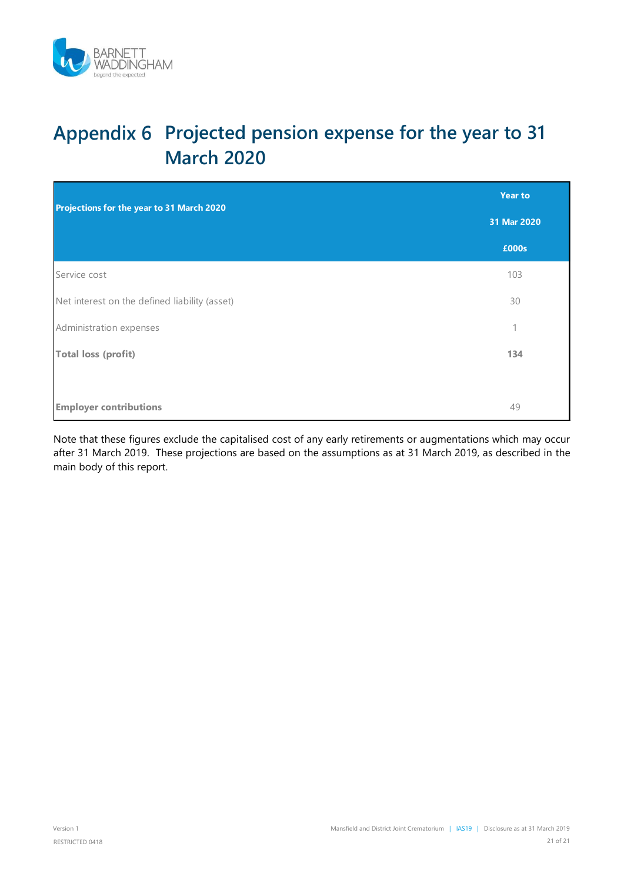# Appendix 6 Projected pension expense for the year to 31 March 2020

| Projections for the year to 31 March 2020 | Year to 31 Mar 2020 £000s |
|---|---|
| Service cost | 103 |
| Net interest on the defined liability (asset) | 30 |
| Administration expenses | 1 |
| **Total loss (profit)** | **134** |
| | |
| **Employer contributions** | 49 |

Note that these figures exclude the capitalised cost of any early retirements or augmentations which may occur after 31 March 2019. These projections are based on the assumptions as at 31 March 2019, as described in the main body of this report.